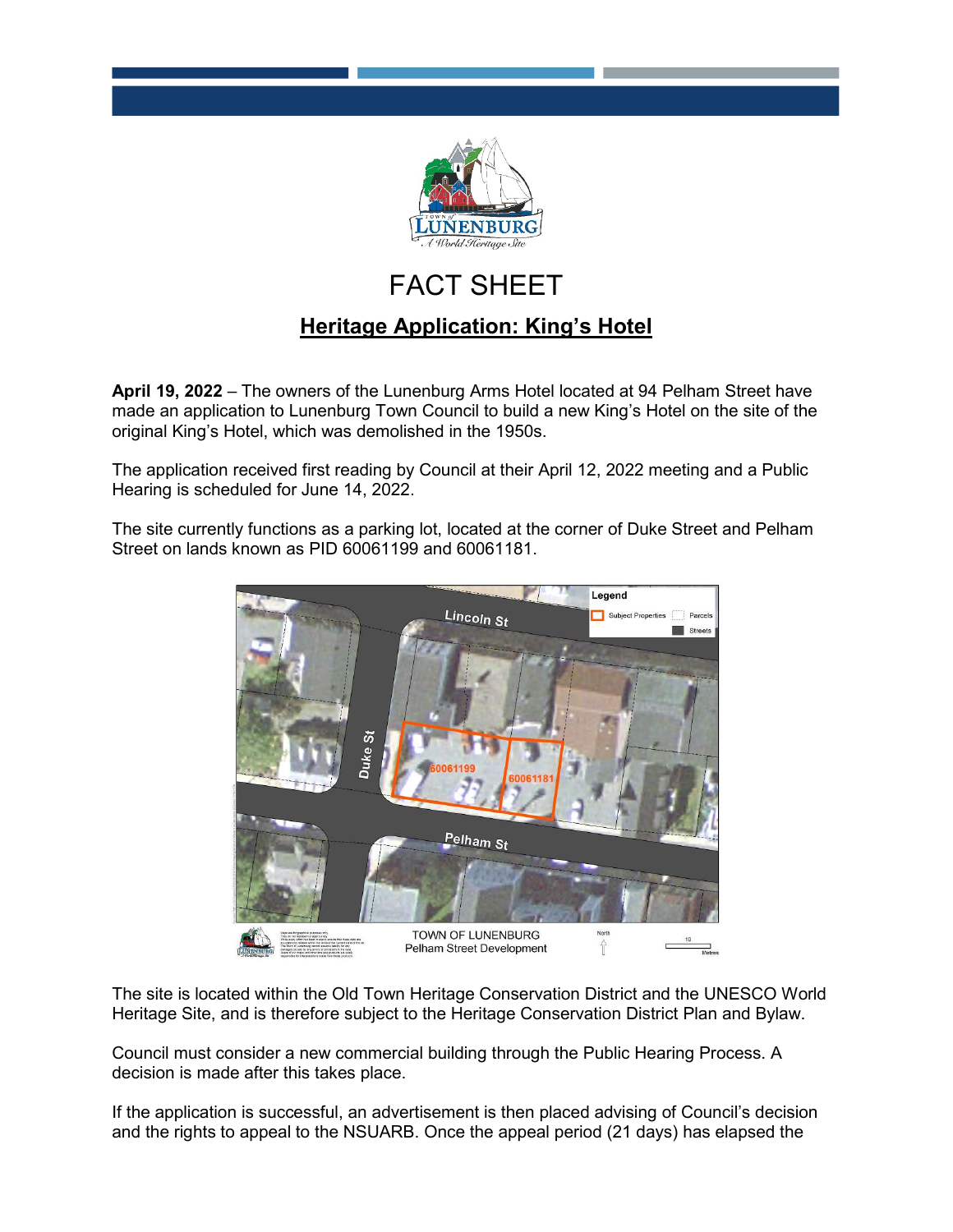# FACT SHEET

## Heritage Application: King's Hotel

**April 19, 2022** – The owners of the Lunenburg Arms Hotel located at 94 Pelham Street have made an application to Lunenburg Town Council to build a new King's Hotel on the site of the original King's Hotel, which was demolished in the 1950s.

The application received first reading by Council at their April 12, 2022 meeting and a Public Hearing is scheduled for June 14, 2022.

The site currently functions as a parking lot, located at the corner of Duke Street and Pelham Street on lands known as PID 60061199 and 60061181.

The site is located within the Old Town Heritage Conservation District and the UNESCO World Heritage Site, and is therefore subject to the Heritage Conservation District Plan and Bylaw.

Council must consider a new commercial building through the Public Hearing Process. A decision is made after this takes place.

If the application is successful, an advertisement is then placed advising of Council's decision and the rights to appeal to the NSUARB. Once the appeal period (21 days) has elapsed the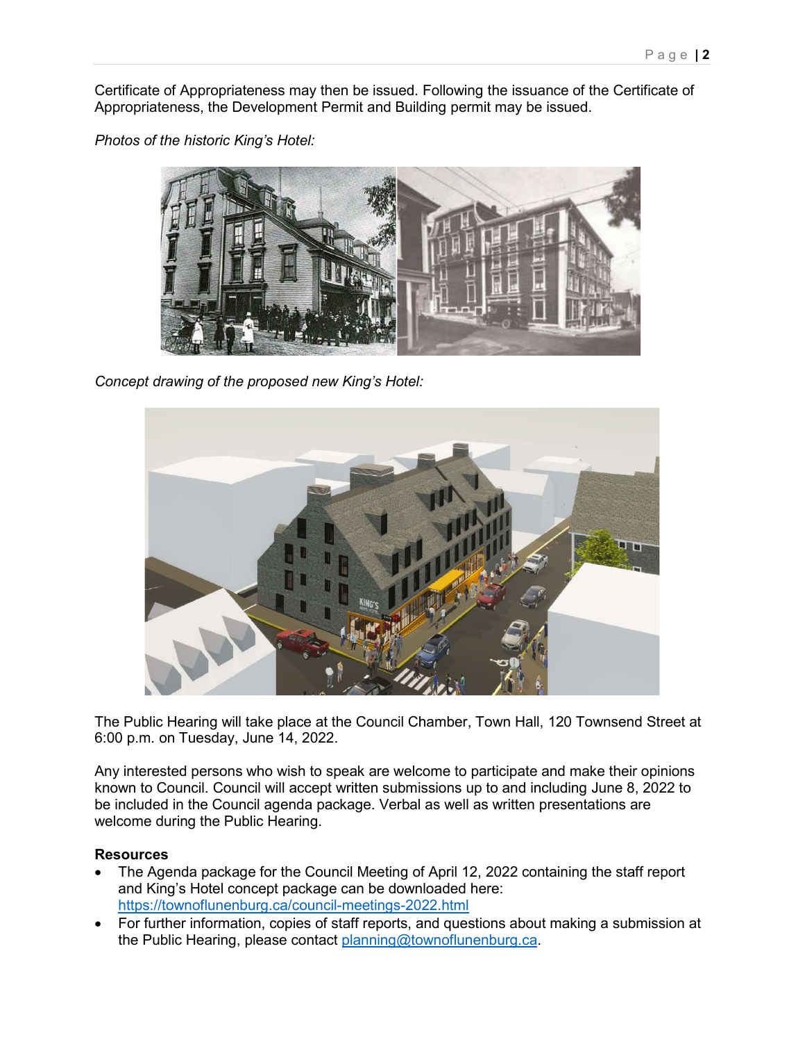Certificate of Appropriateness may then be issued. Following the issuance of the Certificate of Appropriateness, the Development Permit and Building permit may be issued.

*Photos of the historic King's Hotel:*

*Concept drawing of the proposed new King's Hotel:*

The Public Hearing will take place at the Council Chamber, Town Hall, 120 Townsend Street at 6:00 p.m. on Tuesday, June 14, 2022.

Any interested persons who wish to speak are welcome to participate and make their opinions known to Council. Council will accept written submissions up to and including June 8, 2022 to be included in the Council agenda package. Verbal as well as written presentations are welcome during the Public Hearing.

**Resources**

- The Agenda package for the Council Meeting of April 12, 2022 containing the staff report and King's Hotel concept package can be downloaded here: https://townoflunenburg.ca/council-meetings-2022.html
- For further information, copies of staff reports, and questions about making a submission at the Public Hearing, please contact planning@townoflunenburg.ca.